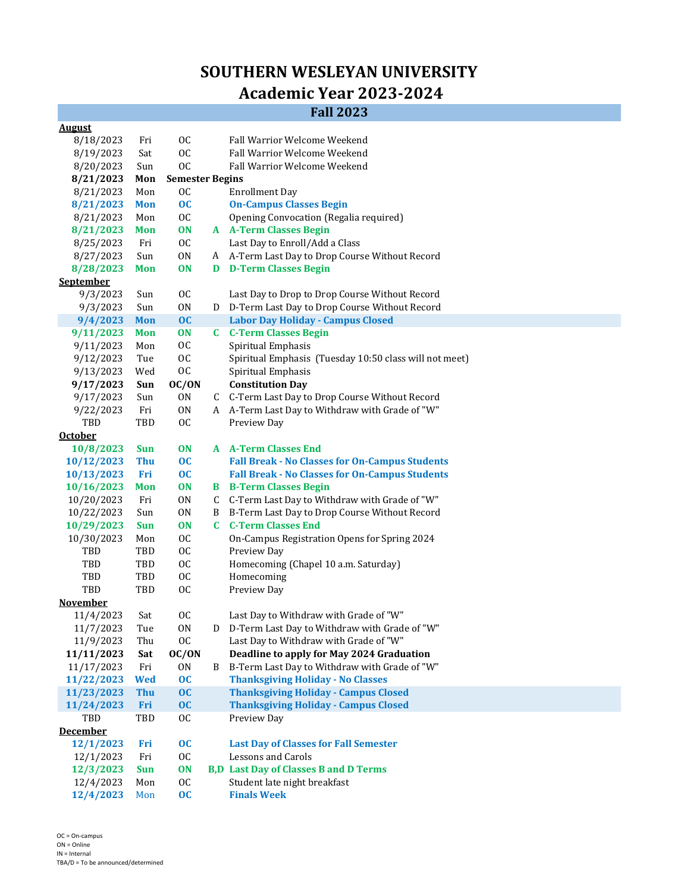# SOUTHERN WESLEYAN UNIVERSITY

## Academic Year 2023-2024

### Fall 2023

| Date | Day | Type | Term | Event |
|---|---|---|---|---|
| **August** | | | | |
| 8/18/2023 | Fri | OC | | Fall Warrior Welcome Weekend |
| 8/19/2023 | Sat | OC | | Fall Warrior Welcome Weekend |
| 8/20/2023 | Sun | OC | | Fall Warrior Welcome Weekend |
| **8/21/2023** | **Mon** | **Semester Begins** | | |
| 8/21/2023 | Mon | OC | | Enrollment Day |
| **8/21/2023** | **Mon** | **OC** | | **On-Campus Classes Begin** |
| 8/21/2023 | Mon | OC | | Opening Convocation (Regalia required) |
| **8/21/2023** | **Mon** | **ON** | **A** | **A-Term Classes Begin** |
| 8/25/2023 | Fri | OC | | Last Day to Enroll/Add a Class |
| 8/27/2023 | Sun | ON | A | A-Term Last Day to Drop Course Without Record |
| **8/28/2023** | **Mon** | **ON** | **D** | **D-Term Classes Begin** |
| **September** | | | | |
| 9/3/2023 | Sun | OC | | Last Day to Drop to Drop Course Without Record |
| 9/3/2023 | Sun | ON | D | D-Term Last Day to Drop Course Without Record |
| **9/4/2023** | **Mon** | **OC** | | **Labor Day Holiday - Campus Closed** |
| **9/11/2023** | **Mon** | **ON** | **C** | **C-Term Classes Begin** |
| 9/11/2023 | Mon | OC | | Spiritual Emphasis |
| 9/12/2023 | Tue | OC | | Spiritual Emphasis (Tuesday 10:50 class will not meet) |
| 9/13/2023 | Wed | OC | | Spiritual Emphasis |
| **9/17/2023** | **Sun** | **OC/ON** | | **Constitution Day** |
| 9/17/2023 | Sun | ON | C | C-Term Last Day to Drop Course Without Record |
| 9/22/2023 | Fri | ON | A | A-Term Last Day to Withdraw with Grade of "W" |
| TBD | TBD | OC | | Preview Day |
| **October** | | | | |
| **10/8/2023** | **Sun** | **ON** | **A** | **A-Term Classes End** |
| **10/12/2023** | **Thu** | **OC** | | **Fall Break - No Classes for On-Campus Students** |
| **10/13/2023** | **Fri** | **OC** | | **Fall Break - No Classes for On-Campus Students** |
| **10/16/2023** | **Mon** | **ON** | **B** | **B-Term Classes Begin** |
| 10/20/2023 | Fri | ON | C | C-Term Last Day to Withdraw with Grade of "W" |
| 10/22/2023 | Sun | ON | B | B-Term Last Day to Drop Course Without Record |
| **10/29/2023** | **Sun** | **ON** | **C** | **C-Term Classes End** |
| 10/30/2023 | Mon | OC | | On-Campus Registration Opens for Spring 2024 |
| TBD | TBD | OC | | Preview Day |
| TBD | TBD | OC | | Homecoming (Chapel 10 a.m. Saturday) |
| TBD | TBD | OC | | Homecoming |
| TBD | TBD | OC | | Preview Day |
| **November** | | | | |
| 11/4/2023 | Sat | OC | | Last Day to Withdraw with Grade of "W" |
| 11/7/2023 | Tue | ON | D | D-Term Last Day to Withdraw with Grade of "W" |
| 11/9/2023 | Thu | OC | | Last Day to Withdraw with Grade of "W" |
| **11/11/2023** | **Sat** | **OC/ON** | | **Deadline to apply for May 2024 Graduation** |
| 11/17/2023 | Fri | ON | B | B-Term Last Day to Withdraw with Grade of "W" |
| **11/22/2023** | **Wed** | **OC** | | **Thanksgiving Holiday - No Classes** |
| **11/23/2023** | **Thu** | **OC** | | **Thanksgiving Holiday - Campus Closed** |
| **11/24/2023** | **Fri** | **OC** | | **Thanksgiving Holiday - Campus Closed** |
| TBD | TBD | OC | | Preview Day |
| **December** | | | | |
| **12/1/2023** | **Fri** | **OC** | | **Last Day of Classes for Fall Semester** |
| 12/1/2023 | Fri | OC | | Lessons and Carols |
| **12/3/2023** | **Sun** | **ON** | **B,D** | **Last Day of Classes B and D Terms** |
| 12/4/2023 | Mon | OC | | Student late night breakfast |
| **12/4/2023** | Mon | **OC** | | **Finals Week** |

OC = On-campus
ON = Online
IN = Internal
TBA/D = To be announced/determined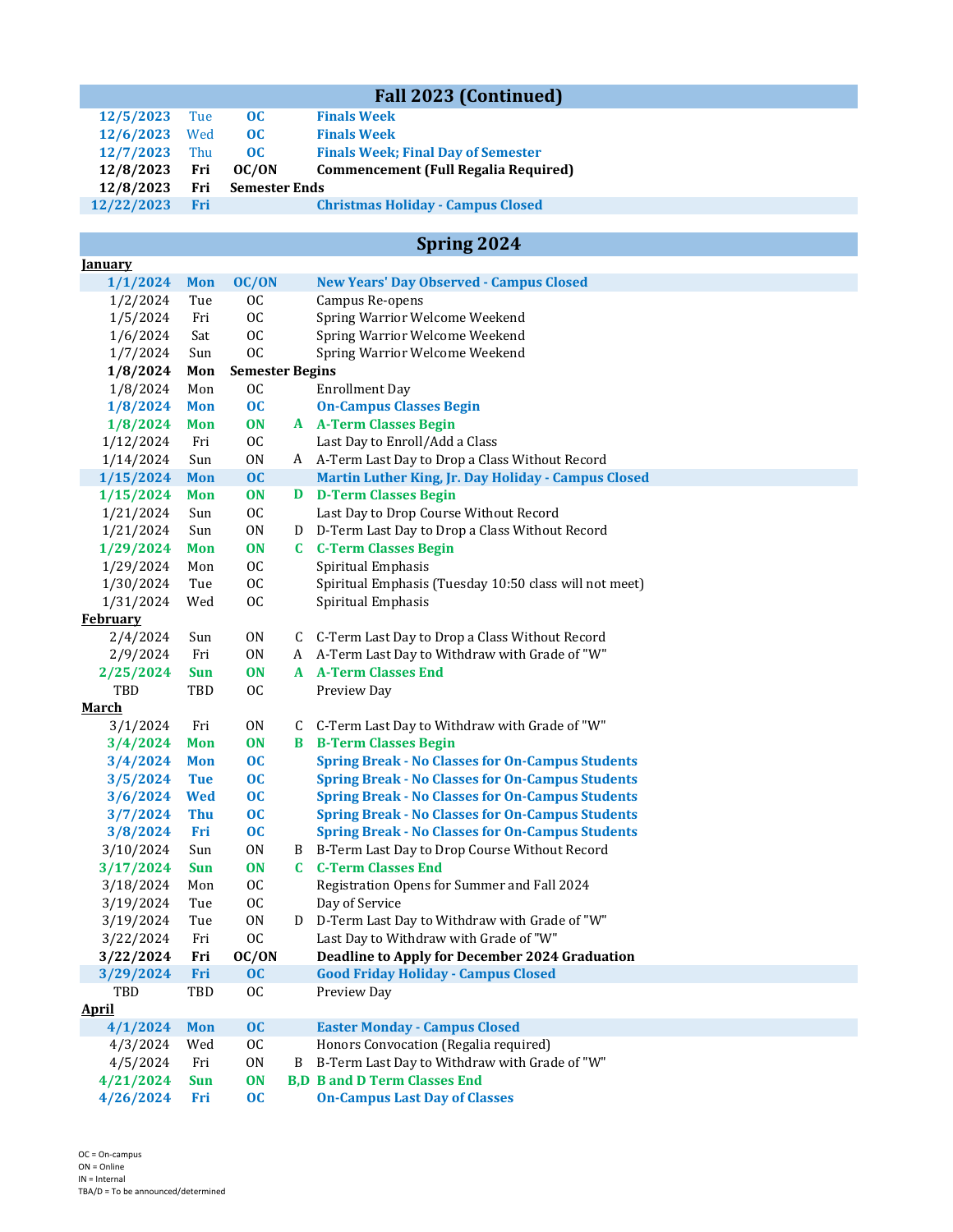## Fall 2023 (Continued)

| Date | Day | Type | Term | Event |
|---|---|---|---|---|
| **12/5/2023** | **Tue** | **OC** | | **Finals Week** |
| **12/6/2023** | **Wed** | **OC** | | **Finals Week** |
| **12/7/2023** | **Thu** | **OC** | | **Finals Week; Final Day of Semester** |
| **12/8/2023** | **Fri** | **OC/ON** | | **Commencement (Full Regalia Required)** |
| **12/8/2023** | **Fri** | **Semester Ends** | | |
| **12/22/2023** | **Fri** | | | **Christmas Holiday - Campus Closed** |

## Spring 2024

| Date | Day | Type | Term | Event |
|---|---|---|---|---|
| **January** | | | | |
| **1/1/2024** | **Mon** | **OC/ON** | | **New Years' Day Observed - Campus Closed** |
| 1/2/2024 | Tue | OC | | Campus Re-opens |
| 1/5/2024 | Fri | OC | | Spring Warrior Welcome Weekend |
| 1/6/2024 | Sat | OC | | Spring Warrior Welcome Weekend |
| 1/7/2024 | Sun | OC | | Spring Warrior Welcome Weekend |
| **1/8/2024** | **Mon** | **Semester Begins** | | |
| 1/8/2024 | Mon | OC | | Enrollment Day |
| **1/8/2024** | **Mon** | **OC** | | **On-Campus Classes Begin** |
| **1/8/2024** | **Mon** | **ON** | **A** | **A-Term Classes Begin** |
| 1/12/2024 | Fri | OC | | Last Day to Enroll/Add a Class |
| 1/14/2024 | Sun | ON | A | A-Term Last Day to Drop a Class Without Record |
| **1/15/2024** | **Mon** | **OC** | | **Martin Luther King, Jr. Day Holiday - Campus Closed** |
| **1/15/2024** | **Mon** | **ON** | **D** | **D-Term Classes Begin** |
| 1/21/2024 | Sun | OC | | Last Day to Drop Course Without Record |
| 1/21/2024 | Sun | ON | D | D-Term Last Day to Drop a Class Without Record |
| **1/29/2024** | **Mon** | **ON** | **C** | **C-Term Classes Begin** |
| 1/29/2024 | Mon | OC | | Spiritual Emphasis |
| 1/30/2024 | Tue | OC | | Spiritual Emphasis (Tuesday 10:50 class will not meet) |
| 1/31/2024 | Wed | OC | | Spiritual Emphasis |
| **February** | | | | |
| 2/4/2024 | Sun | ON | C | C-Term Last Day to Drop a Class Without Record |
| 2/9/2024 | Fri | ON | A | A-Term Last Day to Withdraw with Grade of "W" |
| **2/25/2024** | **Sun** | **ON** | **A** | **A-Term Classes End** |
| TBD | TBD | OC | | Preview Day |
| **March** | | | | |
| 3/1/2024 | Fri | ON | C | C-Term Last Day to Withdraw with Grade of "W" |
| **3/4/2024** | **Mon** | **ON** | **B** | **B-Term Classes Begin** |
| **3/4/2024** | **Mon** | **OC** | | **Spring Break - No Classes for On-Campus Students** |
| **3/5/2024** | **Tue** | **OC** | | **Spring Break - No Classes for On-Campus Students** |
| **3/6/2024** | **Wed** | **OC** | | **Spring Break - No Classes for On-Campus Students** |
| **3/7/2024** | **Thu** | **OC** | | **Spring Break - No Classes for On-Campus Students** |
| **3/8/2024** | **Fri** | **OC** | | **Spring Break - No Classes for On-Campus Students** |
| 3/10/2024 | Sun | ON | B | B-Term Last Day to Drop Course Without Record |
| **3/17/2024** | **Sun** | **ON** | **C** | **C-Term Classes End** |
| 3/18/2024 | Mon | OC | | Registration Opens for Summer and Fall 2024 |
| 3/19/2024 | Tue | OC | | Day of Service |
| 3/19/2024 | Tue | ON | D | D-Term Last Day to Withdraw with Grade of "W" |
| 3/22/2024 | Fri | OC | | Last Day to Withdraw with Grade of "W" |
| **3/22/2024** | **Fri** | **OC/ON** | | **Deadline to Apply for December 2024 Graduation** |
| **3/29/2024** | **Fri** | **OC** | | **Good Friday Holiday - Campus Closed** |
| TBD | TBD | OC | | Preview Day |
| **April** | | | | |
| **4/1/2024** | **Mon** | **OC** | | **Easter Monday - Campus Closed** |
| 4/3/2024 | Wed | OC | | Honors Convocation (Regalia required) |
| 4/5/2024 | Fri | ON | B | B-Term Last Day to Withdraw with Grade of "W" |
| **4/21/2024** | **Sun** | **ON** | **B,D** | **B and D Term Classes End** |
| **4/26/2024** | **Fri** | **OC** | | **On-Campus Last Day of Classes** |

OC = On-campus
ON = Online
IN = Internal
TBA/D = To be announced/determined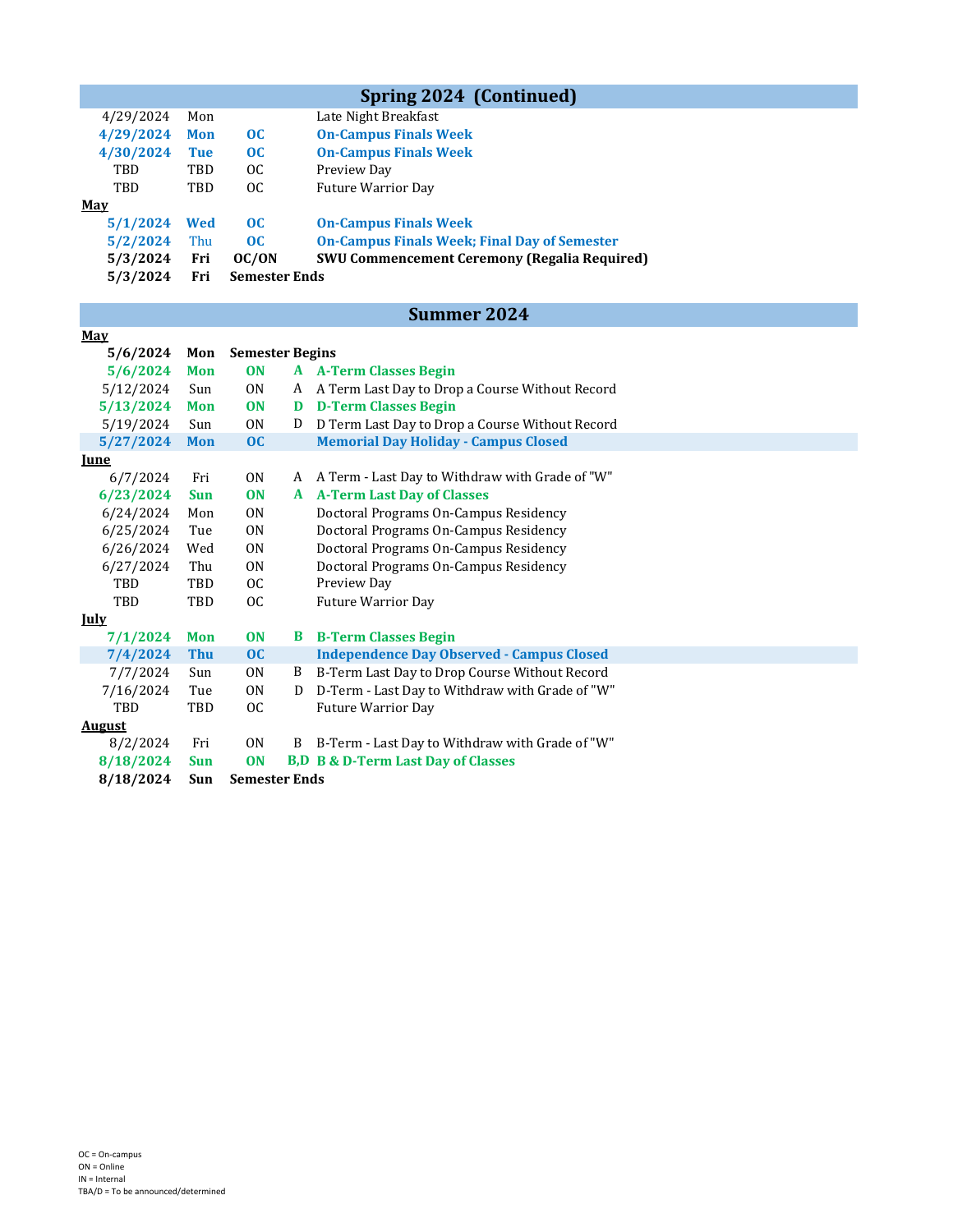## Spring 2024 (Continued)

| | | | | |
|---|---|---|---|---|
| 4/29/2024 | Mon | | | Late Night Breakfast |
| **4/29/2024** | **Mon** | **OC** | | **On-Campus Finals Week** |
| **4/30/2024** | **Tue** | **OC** | | **On-Campus Finals Week** |
| TBD | TBD | OC | | Preview Day |
| TBD | TBD | OC | | Future Warrior Day |
| **May** | | | | |
| **5/1/2024** | **Wed** | **OC** | | **On-Campus Finals Week** |
| **5/2/2024** | Thu | **OC** | | **On-Campus Finals Week; Final Day of Semester** |
| **5/3/2024** | **Fri** | **OC/ON** | | **SWU Commencement Ceremony (Regalia Required)** |
| **5/3/2024** | **Fri** | **Semester Ends** | | |

## Summer 2024

| | | | | |
|---|---|---|---|---|
| **May** | | | | |
| **5/6/2024** | **Mon** | **Semester Begins** | | |
| **5/6/2024** | **Mon** | **ON** | **A** | **A-Term Classes Begin** |
| 5/12/2024 | Sun | ON | A | A Term Last Day to Drop a Course Without Record |
| **5/13/2024** | **Mon** | **ON** | **D** | **D-Term Classes Begin** |
| 5/19/2024 | Sun | ON | D | D Term Last Day to Drop a Course Without Record |
| **5/27/2024** | **Mon** | **OC** | | **Memorial Day Holiday - Campus Closed** |
| **June** | | | | |
| 6/7/2024 | Fri | ON | A | A Term - Last Day to Withdraw with Grade of "W" |
| **6/23/2024** | **Sun** | **ON** | **A** | **A-Term Last Day of Classes** |
| 6/24/2024 | Mon | ON | | Doctoral Programs On-Campus Residency |
| 6/25/2024 | Tue | ON | | Doctoral Programs On-Campus Residency |
| 6/26/2024 | Wed | ON | | Doctoral Programs On-Campus Residency |
| 6/27/2024 | Thu | ON | | Doctoral Programs On-Campus Residency |
| TBD | TBD | OC | | Preview Day |
| TBD | TBD | OC | | Future Warrior Day |
| **July** | | | | |
| **7/1/2024** | **Mon** | **ON** | **B** | **B-Term Classes Begin** |
| **7/4/2024** | **Thu** | **OC** | | **Independence Day Observed - Campus Closed** |
| 7/7/2024 | Sun | ON | B | B-Term Last Day to Drop Course Without Record |
| 7/16/2024 | Tue | ON | D | D-Term - Last Day to Withdraw with Grade of "W" |
| TBD | TBD | OC | | Future Warrior Day |
| **August** | | | | |
| 8/2/2024 | Fri | ON | B | B-Term - Last Day to Withdraw with Grade of "W" |
| **8/18/2024** | **Sun** | **ON** | **B,D** | **B & D-Term Last Day of Classes** |
| **8/18/2024** | **Sun** | **Semester Ends** | | |

OC = On-campus
ON = Online
IN = Internal
TBA/D = To be announced/determined